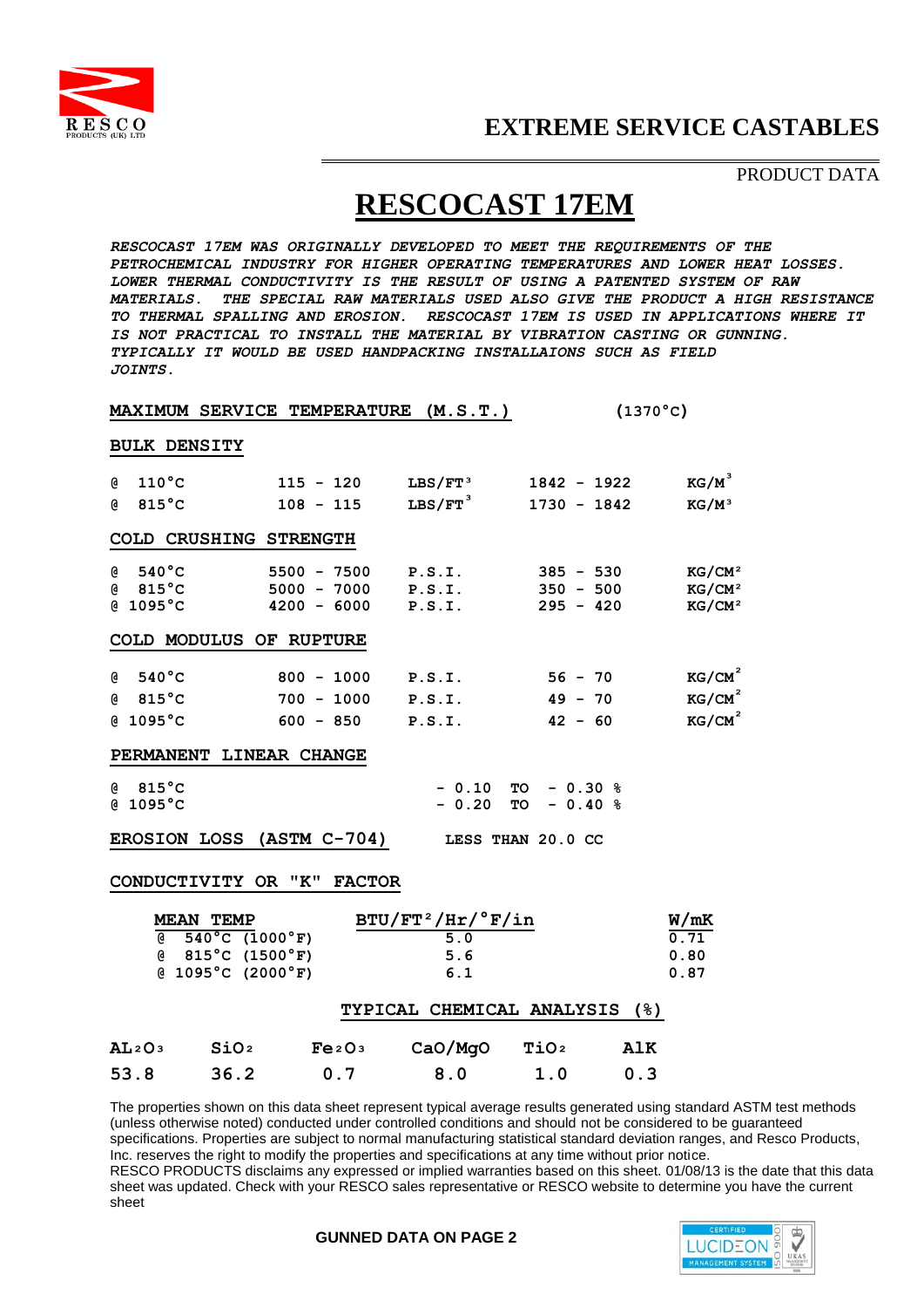RESCO
PRODUCTS (UK) LTD

# EXTREME SERVICE CASTABLES

PRODUCT DATA

## RESCOCAST 17EM

*RESCOCAST 17EM WAS ORIGINALLY DEVELOPED TO MEET THE REQUIREMENTS OF THE PETROCHEMICAL INDUSTRY FOR HIGHER OPERATING TEMPERATURES AND LOWER HEAT LOSSES. LOWER THERMAL CONDUCTIVITY IS THE RESULT OF USING A PATENTED SYSTEM OF RAW MATERIALS. THE SPECIAL RAW MATERIALS USED ALSO GIVE THE PRODUCT A HIGH RESISTANCE TO THERMAL SPALLING AND EROSION. RESCOCAST 17EM IS USED IN APPLICATIONS WHERE IT IS NOT PRACTICAL TO INSTALL THE MATERIAL BY VIBRATION CASTING OR GUNNING. TYPICALLY IT WOULD BE USED HANDPACKING INSTALLAIONS SUCH AS FIELD JOINTS.*

**MAXIMUM SERVICE TEMPERATURE (M.S.T.)** (1370°C)

**BULK DENSITY**

| | | | | |
|---|---|---|---|---|
| @ 110°C | 115 - 120 | $LBS/FT^3$ | 1842 - 1922 | $KG/M^3$ |
| @ 815°C | 108 - 115 | $LBS/FT^3$ | 1730 - 1842 | $KG/M^3$ |

**COLD CRUSHING STRENGTH**

| | | | | |
|---|---|---|---|---|
| @ 540°C | 5500 - 7500 | P.S.I. | 385 - 530 | $KG/CM^2$ |
| @ 815°C | 5000 - 7000 | P.S.I. | 350 - 500 | $KG/CM^2$ |
| @ 1095°C | 4200 - 6000 | P.S.I. | 295 - 420 | $KG/CM^2$ |

**COLD MODULUS OF RUPTURE**

| | | | | |
|---|---|---|---|---|
| @ 540°C | 800 - 1000 | P.S.I. | 56 - 70 | $KG/CM^2$ |
| @ 815°C | 700 - 1000 | P.S.I. | 49 - 70 | $KG/CM^2$ |
| @ 1095°C | 600 - 850 | P.S.I. | 42 - 60 | $KG/CM^2$ |

**PERMANENT LINEAR CHANGE**

| | |
|---|---|
| @ 815°C | - 0.10 TO - 0.30 % |
| @ 1095°C | - 0.20 TO - 0.40 % |

**EROSION LOSS (ASTM C-704)** LESS THAN 20.0 CC

**CONDUCTIVITY OR "K" FACTOR**

| MEAN TEMP | $BTU/FT^2/Hr/°F/in$ | W/mK |
|---|---|---|
| @ 540°C (1000°F) | 5.0 | 0.71 |
| @ 815°C (1500°F) | 5.6 | 0.80 |
| @ 1095°C (2000°F) | 6.1 | 0.87 |

**TYPICAL CHEMICAL ANALYSIS (%)**

| $AL_2O_3$ | $SiO_2$ | $Fe_2O_3$ | CaO/MgO | $TiO_2$ | AlK |
|---|---|---|---|---|---|
| 53.8 | 36.2 | 0.7 | 8.0 | 1.0 | 0.3 |

The properties shown on this data sheet represent typical average results generated using standard ASTM test methods (unless otherwise noted) conducted under controlled conditions and should not be considered to be guaranteed specifications. Properties are subject to normal manufacturing statistical standard deviation ranges, and Resco Products, Inc. reserves the right to modify the properties and specifications at any time without prior notice.
RESCO PRODUCTS disclaims any expressed or implied warranties based on this sheet. 01/08/13 is the date that this data sheet was updated. Check with your RESCO sales representative or RESCO website to determine you have the current sheet

**GUNNED DATA ON PAGE 2**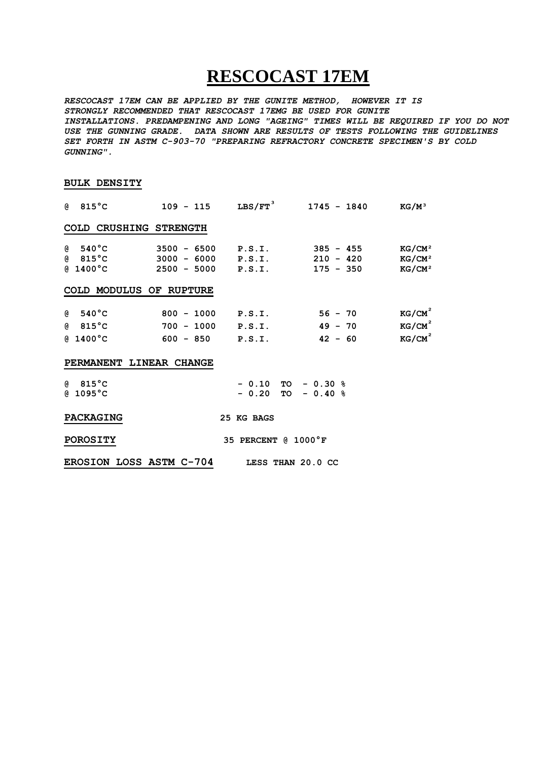# RESCOCAST 17EM

*RESCOCAST 17EM CAN BE APPLIED BY THE GUNITE METHOD, HOWEVER IT IS STRONGLY RECOMMENDED THAT RESCOCAST 17EMG BE USED FOR GUNITE INSTALLATIONS. PREDAMPENING AND LONG "AGEING" TIMES WILL BE REQUIRED IF YOU DO NOT USE THE GUNNING GRADE. DATA SHOWN ARE RESULTS OF TESTS FOLLOWING THE GUIDELINES SET FORTH IN ASTM C-903-70 "PREPARING REFRACTORY CONCRETE SPECIMEN'S BY COLD GUNNING".*

**BULK DENSITY**

| | | | | |
|---|---|---|---|---|
| @ 815°C | 109 - 115 | $LBS/FT^3$ | 1745 - 1840 | $KG/M^3$ |

**COLD CRUSHING STRENGTH**

| | | | | |
|---|---|---|---|---|
| @ 540°C | 3500 - 6500 | P.S.I. | 385 - 455 | $KG/CM^2$ |
| @ 815°C | 3000 - 6000 | P.S.I. | 210 - 420 | $KG/CM^2$ |
| @ 1400°C | 2500 - 5000 | P.S.I. | 175 - 350 | $KG/CM^2$ |

**COLD MODULUS OF RUPTURE**

| | | | | |
|---|---|---|---|---|
| @ 540°C | 800 - 1000 | P.S.I. | 56 - 70 | $KG/CM^2$ |
| @ 815°C | 700 - 1000 | P.S.I. | 49 - 70 | $KG/CM^2$ |
| @ 1400°C | 600 - 850 | P.S.I. | 42 - 60 | $KG/CM^2$ |

**PERMANENT LINEAR CHANGE**

| | |
|---|---|
| @ 815°C | - 0.10 TO - 0.30 % |
| @ 1095°C | - 0.20 TO - 0.40 % |

**PACKAGING** 25 KG BAGS

**POROSITY** 35 PERCENT @ 1000°F

**EROSION LOSS ASTM C-704** LESS THAN 20.0 CC